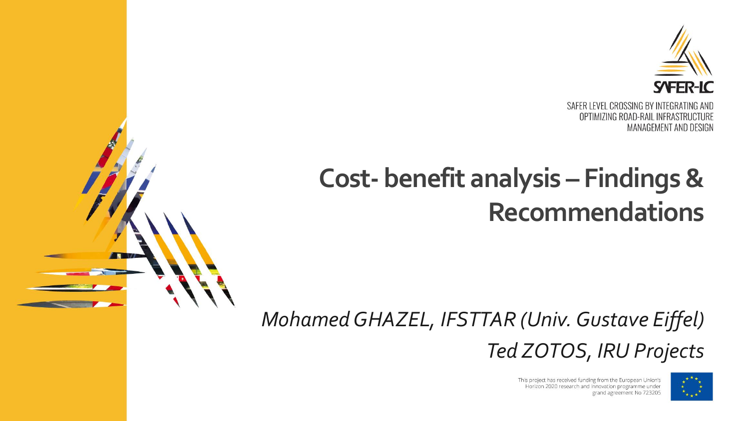SAFER-LC

SAFER LEVEL CROSSING BY INTEGRATING AND OPTIMIZING ROAD-RAIL INFRASTRUCTURE MANAGEMENT AND DESIGN

# Cost- benefit analysis – Findings & Recommendations

*Mohamed GHAZEL, IFSTTAR (Univ. Gustave Eiffel)*

*Ted ZOTOS, IRU Projects*

This project has received funding from the European Union's Horizon 2020 research and innovation programme under grant agreement No 723205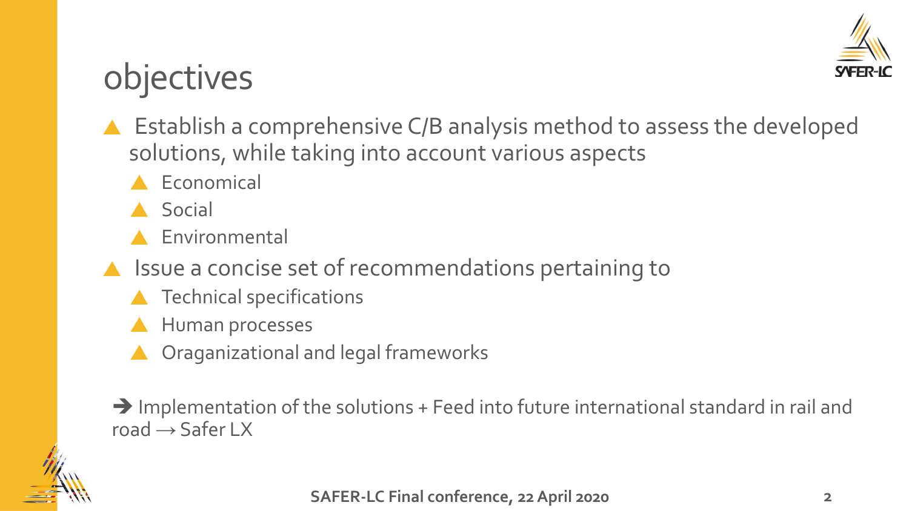# objectives

- Establish a comprehensive C/B analysis method to assess the developed solutions, while taking into account various aspects
  - Economical
  - Social
  - Environmental
- Issue a concise set of recommendations pertaining to
  - Technical specifications
  - Human processes
  - Oraganizational and legal frameworks

➔ Implementation of the solutions + Feed into future international standard in rail and road → Safer LX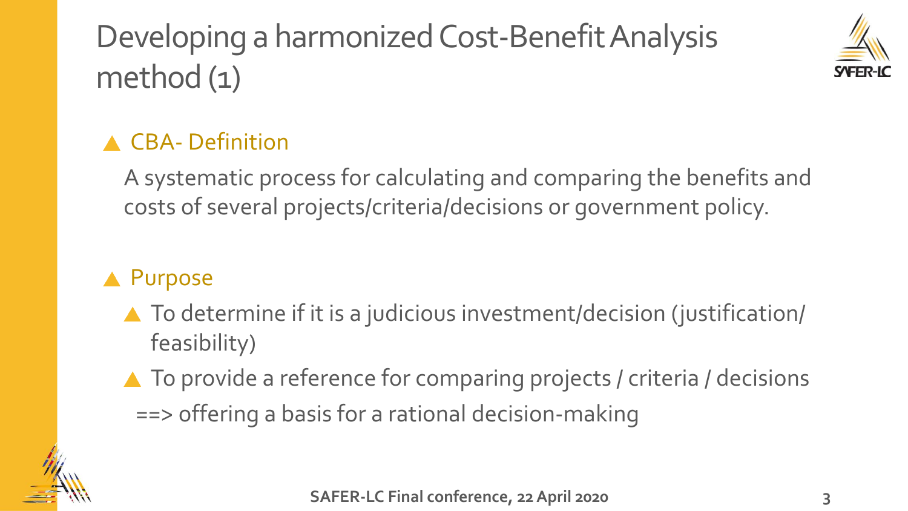# Developing a harmonized Cost-Benefit Analysis method (1)

## CBA- Definition

A systematic process for calculating and comparing the benefits and costs of several projects/criteria/decisions or government policy.

## Purpose

- To determine if it is a judicious investment/decision (justification/ feasibility)
- To provide a reference for comparing projects / criteria / decisions

==> offering a basis for a rational decision-making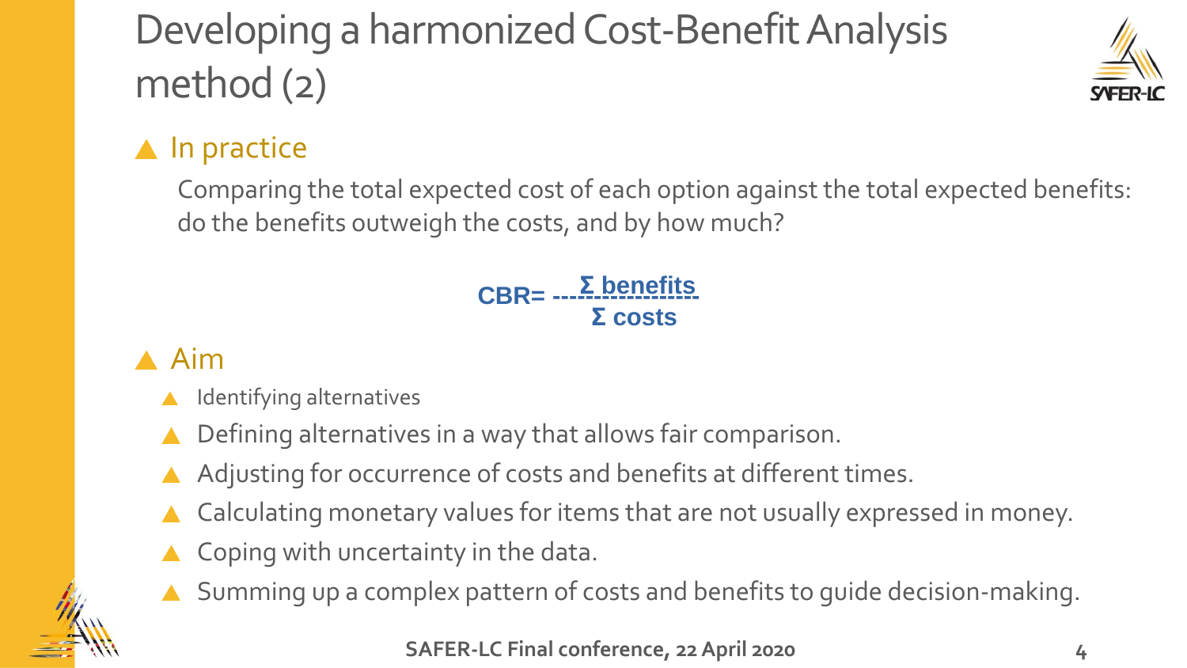# Developing a harmonized Cost-Benefit Analysis method (2)

## In practice

Comparing the total expected cost of each option against the total expected benefits: do the benefits outweigh the costs, and by how much?

$$CBR = \frac{\Sigma \text{ benefits}}{\Sigma \text{ costs}}$$

## Aim

- Identifying alternatives
- Defining alternatives in a way that allows fair comparison.
- Adjusting for occurrence of costs and benefits at different times.
- Calculating monetary values for items that are not usually expressed in money.
- Coping with uncertainty in the data.
- Summing up a complex pattern of costs and benefits to guide decision-making.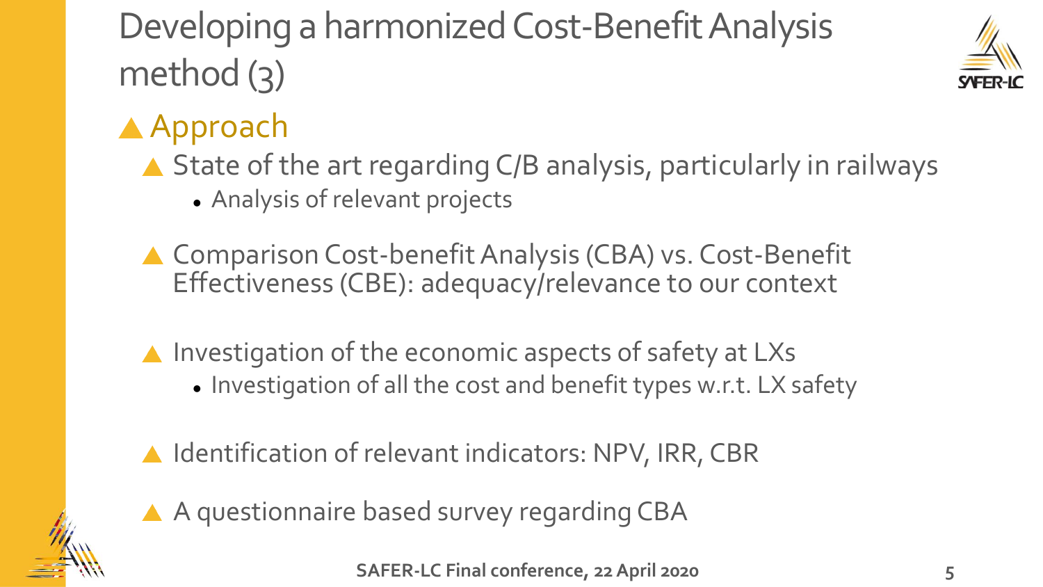# Developing a harmonized Cost-Benefit Analysis method (3)

## Approach

- State of the art regarding C/B analysis, particularly in railways
  - Analysis of relevant projects
- Comparison Cost-benefit Analysis (CBA) vs. Cost-Benefit Effectiveness (CBE): adequacy/relevance to our context
- Investigation of the economic aspects of safety at LXs
  - Investigation of all the cost and benefit types w.r.t. LX safety
- Identification of relevant indicators: NPV, IRR, CBR
- A questionnaire based survey regarding CBA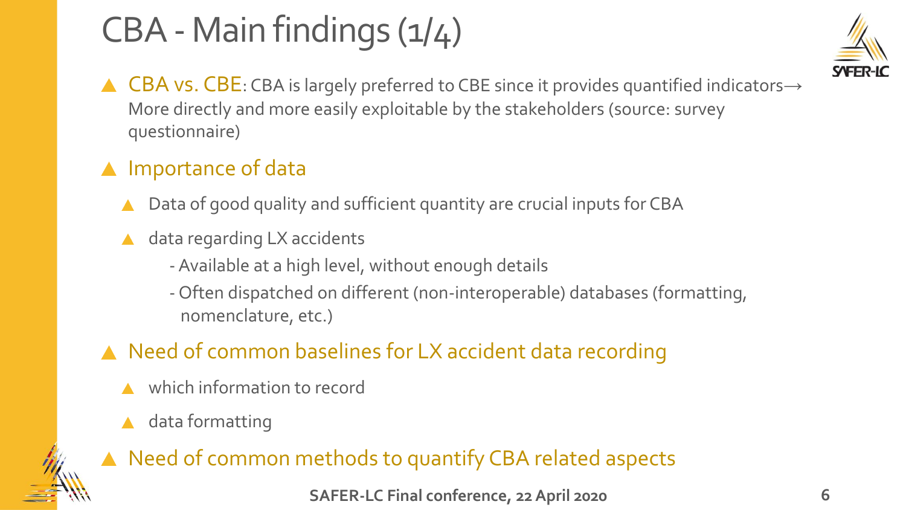# CBA - Main findings (1/4)

- CBA vs. CBE: CBA is largely preferred to CBE since it provides quantified indicators→ More directly and more easily exploitable by the stakeholders (source: survey questionnaire)
- Importance of data
  - Data of good quality and sufficient quantity are crucial inputs for CBA
  - data regarding LX accidents
    - Available at a high level, without enough details
    - Often dispatched on different (non-interoperable) databases (formatting, nomenclature, etc.)
- Need of common baselines for LX accident data recording
  - which information to record
  - data formatting
- Need of common methods to quantify CBA related aspects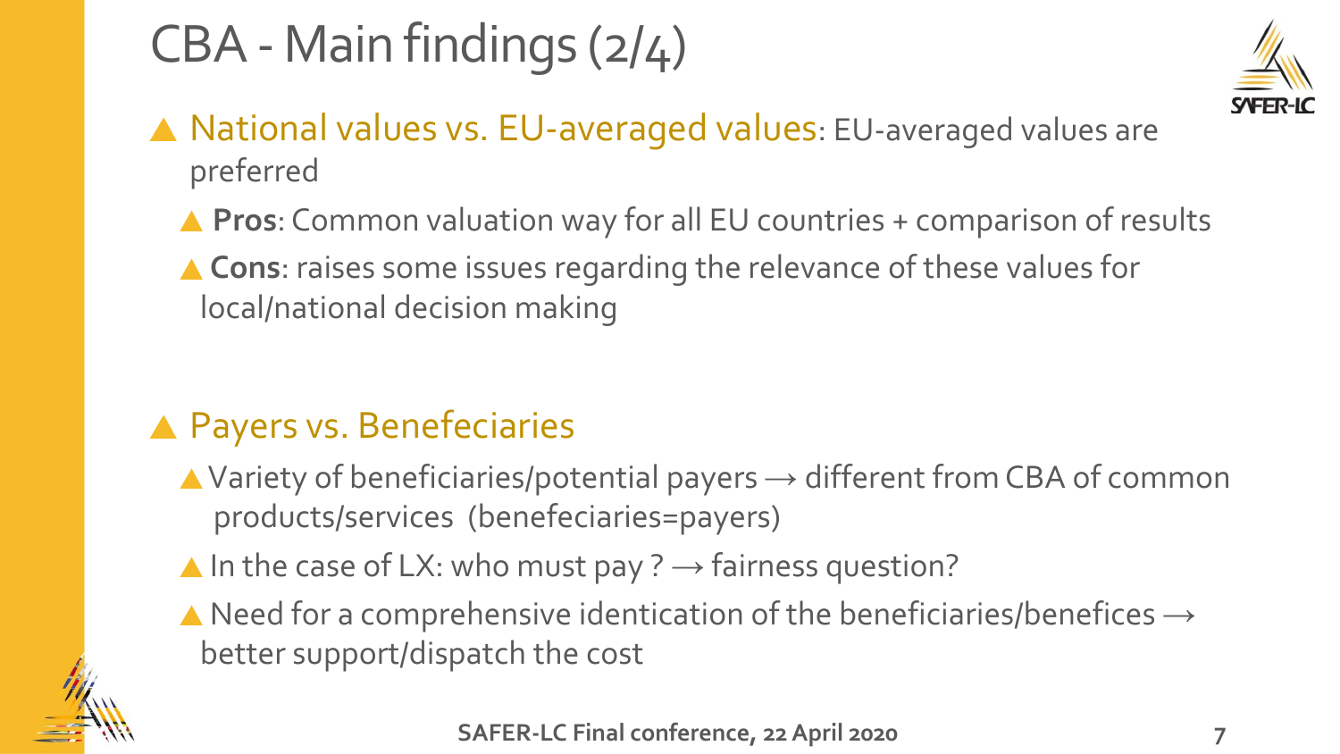# CBA - Main findings (2/4)

- National values vs. EU-averaged values: EU-averaged values are preferred
  - **Pros**: Common valuation way for all EU countries + comparison of results
  - **Cons**: raises some issues regarding the relevance of these values for local/national decision making

- Payers vs. Benefeciaries
  - Variety of beneficiaries/potential payers → different from CBA of common products/services (benefeciaries=payers)
  - In the case of LX: who must pay ? → fairness question?
  - Need for a comprehensive identication of the beneficiaries/benefices → better support/dispatch the cost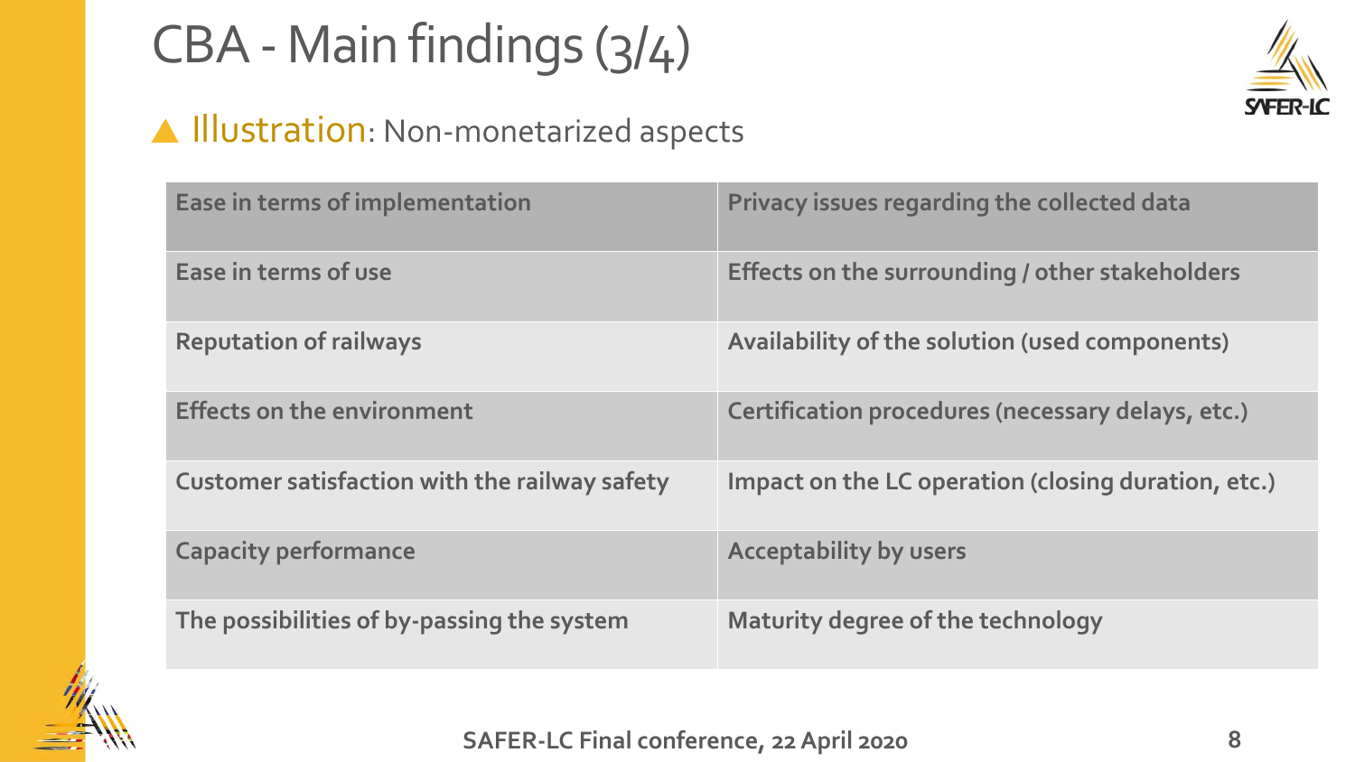# CBA - Main findings (3/4)

## ▲ Illustration: Non-monetarized aspects

| Ease in terms of implementation | Privacy issues regarding the collected data |
|---|---|
| Ease in terms of use | Effects on the surrounding / other stakeholders |
| Reputation of railways | Availability of the solution (used components) |
| Effects on the environment | Certification procedures (necessary delays, etc.) |
| Customer satisfaction with the railway safety | Impact on the LC operation (closing duration, etc.) |
| Capacity performance | Acceptability by users |
| The possibilities of by-passing the system | Maturity degree of the technology |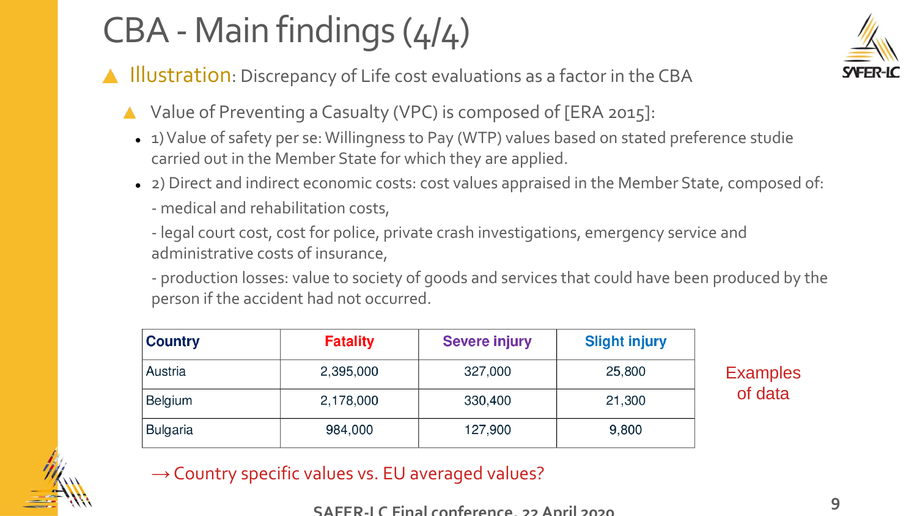# CBA - Main findings (4/4)

- **Illustration**: Discrepancy of Life cost evaluations as a factor in the CBA
  - Value of Preventing a Casualty (VPC) is composed of [ERA 2015]:
    - 1) Value of safety per se: Willingness to Pay (WTP) values based on stated preference studie carried out in the Member State for which they are applied.
    - 2) Direct and indirect economic costs: cost values appraised in the Member State, composed of:

      - medical and rehabilitation costs,

      - legal court cost, cost for police, private crash investigations, emergency service and administrative costs of insurance,

      - production losses: value to society of goods and services that could have been produced by the person if the accident had not occurred.

| Country | Fatality | Severe injury | Slight injury |
|---|---|---|---|
| Austria | 2,395,000 | 327,000 | 25,800 |
| Belgium | 2,178,000 | 330,400 | 21,300 |
| Bulgaria | 984,000 | 127,900 | 9,800 |

Examples of data

→ Country specific values vs. EU averaged values?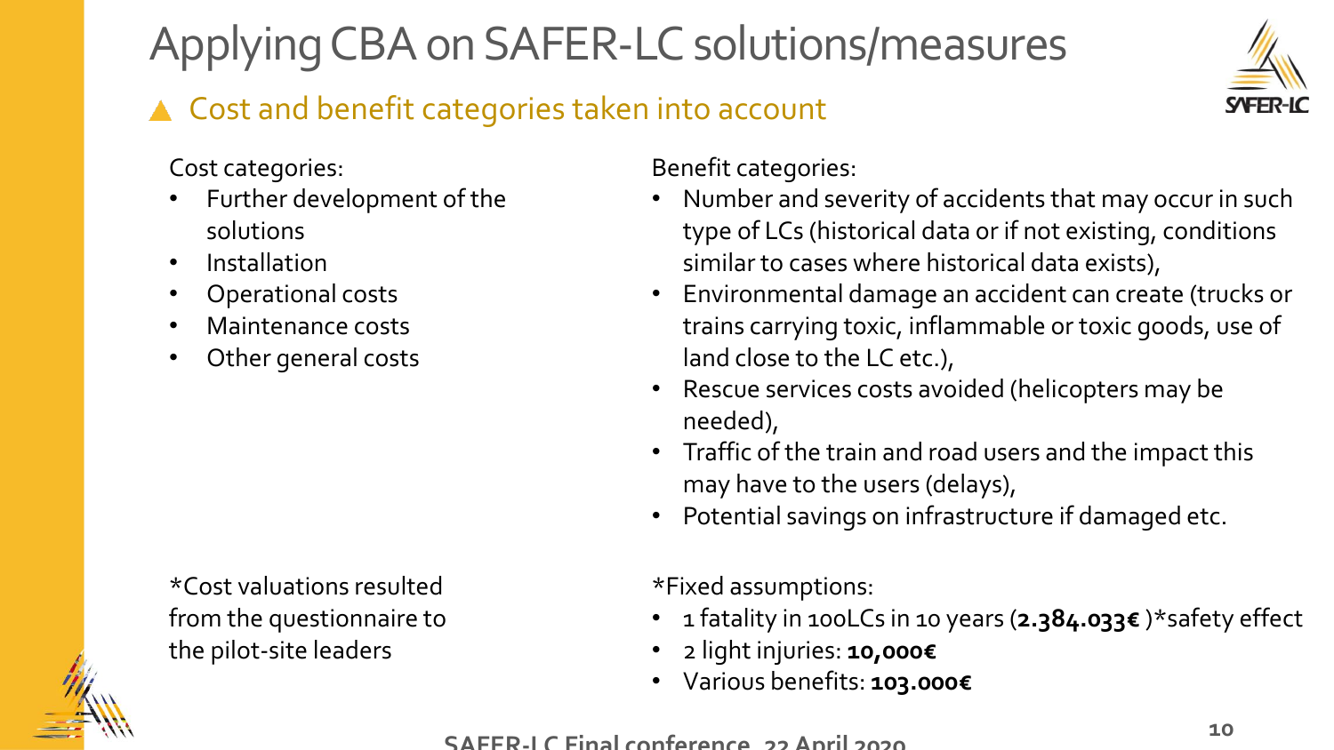# Applying CBA on SAFER-LC solutions/measures

## Cost and benefit categories taken into account

Cost categories:

- Further development of the solutions
- Installation
- Operational costs
- Maintenance costs
- Other general costs

Benefit categories:

- Number and severity of accidents that may occur in such type of LCs (historical data or if not existing, conditions similar to cases where historical data exists),
- Environmental damage an accident can create (trucks or trains carrying toxic, inflammable or toxic goods, use of land close to the LC etc.),
- Rescue services costs avoided (helicopters may be needed),
- Traffic of the train and road users and the impact this may have to the users (delays),
- Potential savings on infrastructure if damaged etc.

*Cost valuations resulted from the questionnaire to the pilot-site leaders

*Fixed assumptions:

- 1 fatality in 100LCs in 10 years (**2.384.033€** )*safety effect
- 2 light injuries: **10,000€**
- Various benefits: **103.000€**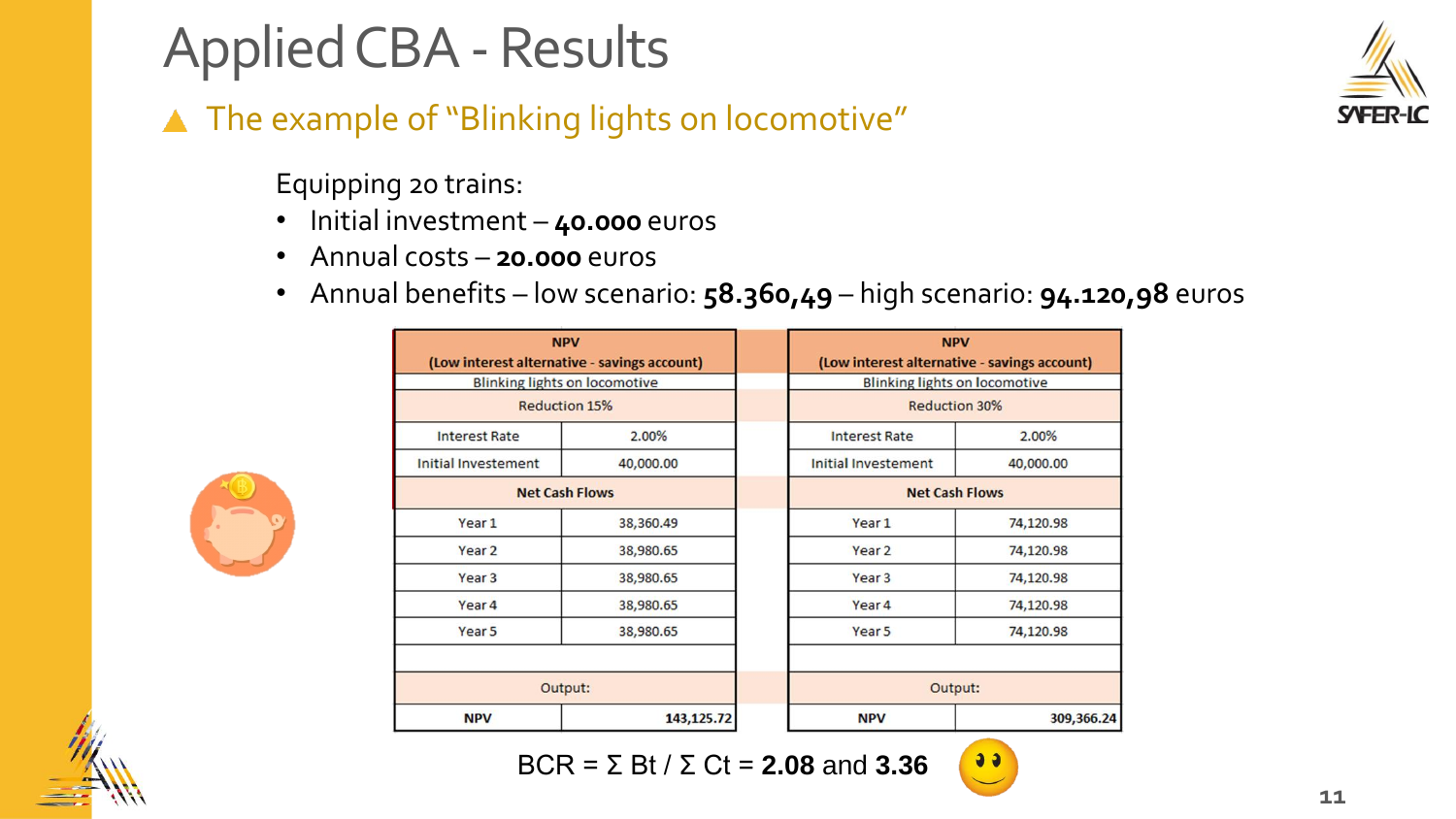# Applied CBA - Results

## The example of "Blinking lights on locomotive"

Equipping 20 trains:

- Initial investment – **40.000** euros
- Annual costs – **20.000** euros
- Annual benefits – low scenario: **58.360,49** – high scenario: **94.120,98** euros

| NPV (Low interest alternative - savings account) | |
|---|---|
| Blinking lights on locomotive | |
| Reduction 15% | |
| Interest Rate | 2.00% |
| Initial Investement | 40,000.00 |
| **Net Cash Flows** | |
| Year 1 | 38,360.49 |
| Year 2 | 38,980.65 |
| Year 3 | 38,980.65 |
| Year 4 | 38,980.65 |
| Year 5 | 38,980.65 |
| | |
| Output: | |
| **NPV** | **143,125.72** |

| NPV (Low interest alternative - savings account) | |
|---|---|
| Blinking lights on locomotive | |
| Reduction 30% | |
| Interest Rate | 2.00% |
| Initial Investement | 40,000.00 |
| **Net Cash Flows** | |
| Year 1 | 74,120.98 |
| Year 2 | 74,120.98 |
| Year 3 | 74,120.98 |
| Year 4 | 74,120.98 |
| Year 5 | 74,120.98 |
| | |
| Output: | |
| **NPV** | **309,366.24** |

BCR = $\Sigma B_t / \Sigma C_t$ = **2.08** and **3.36**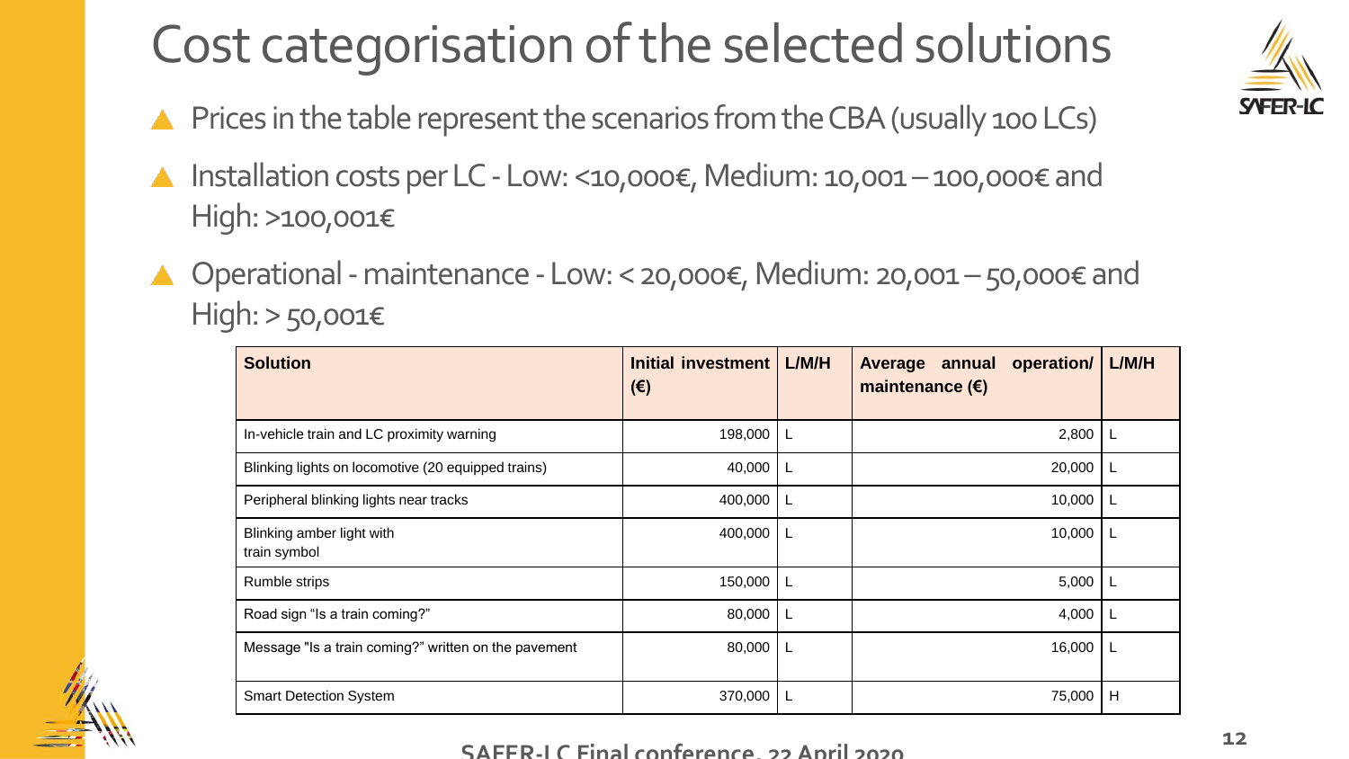# Cost categorisation of the selected solutions

- Prices in the table represent the scenarios from the CBA (usually 100 LCs)
- Installation costs per LC - Low: <10,000€, Medium: 10,001 – 100,000€ and High: >100,001€
- Operational - maintenance - Low: < 20,000€, Medium: 20,001 – 50,000€ and High: > 50,001€

| Solution | Initial investment (€) | L/M/H | Average annual operation/ maintenance (€) | L/M/H |
|---|---|---|---|---|
| In-vehicle train and LC proximity warning | 198,000 | L | 2,800 | L |
| Blinking lights on locomotive (20 equipped trains) | 40,000 | L | 20,000 | L |
| Peripheral blinking lights near tracks | 400,000 | L | 10,000 | L |
| Blinking amber light with train symbol | 400,000 | L | 10,000 | L |
| Rumble strips | 150,000 | L | 5,000 | L |
| Road sign "Is a train coming?" | 80,000 | L | 4,000 | L |
| Message "Is a train coming?" written on the pavement | 80,000 | L | 16,000 | L |
| Smart Detection System | 370,000 | L | 75,000 | H |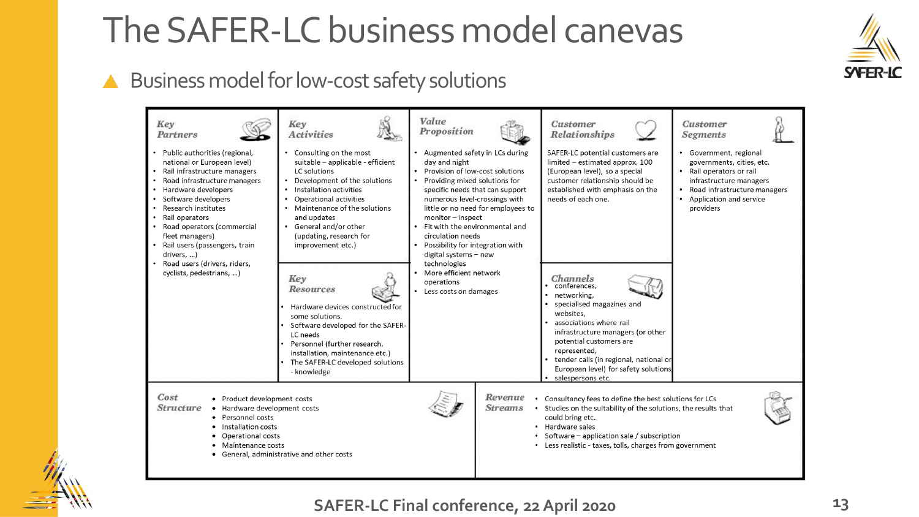# The SAFER-LC business model canevas

## Business model for low-cost safety solutions

### Key Partners

- Public authorities (regional, national or European level)
- Rail infrastructure managers
- Road infrastructure managers
- Hardware developers
- Software developers
- Research institutes
- Rail operators
- Road operators (commercial fleet managers)
- Rail users (passengers, train drivers, …)
- Road users (drivers, riders, cyclists, pedestrians, …)

### Key Activities

- Consulting on the most suitable – applicable - efficient LC solutions
- Development of the solutions
- Installation activities
- Operational activities
- Maintenance of the solutions and updates
- General and/or other (updating, research for improvement etc.)

### Key Resources

- Hardware devices constructed for some solutions.
- Software developed for the SAFER-LC needs
- Personnel (further research, installation, maintenance etc.)
- The SAFER-LC developed solutions - knowledge

### Value Proposition

- Augmented safety in LCs during day and night
- Provision of low-cost solutions
- Providing mixed solutions for specific needs that can support numerous level-crossings with little or no need for employees to monitor – inspect
- Fit with the environmental and circulation needs
- Possibility for integration with digital systems – new technologies
- More efficient network operations
- Less costs on damages

### Customer Relationships

SAFER-LC potential customers are limited – estimated approx. 100 (European level), so a special customer relationship should be established with emphasis on the needs of each one.

### Channels

- conferences,
- networking,
- specialised magazines and websites,
- associations where rail infrastructure managers (or other potential customers are represented,
- tender calls (in regional, national or European level) for safety solutions
- salespersons etc.

### Customer Segments

- Government, regional governments, cities, etc.
- Rail operators or rail infrastructure managers
- Road infrastructure managers
- Application and service providers

### Cost Structure

- Product development costs
- Hardware development costs
- Personnel costs
- Installation costs
- Operational costs
- Maintenance costs
- General, administrative and other costs

### Revenue Streams

- Consultancy fees to define the best solutions for LCs
- Studies on the suitability of the solutions, the results that could bring etc.
- Hardware sales
- Software – application sale / subscription
- Less realistic - taxes, tolls, charges from government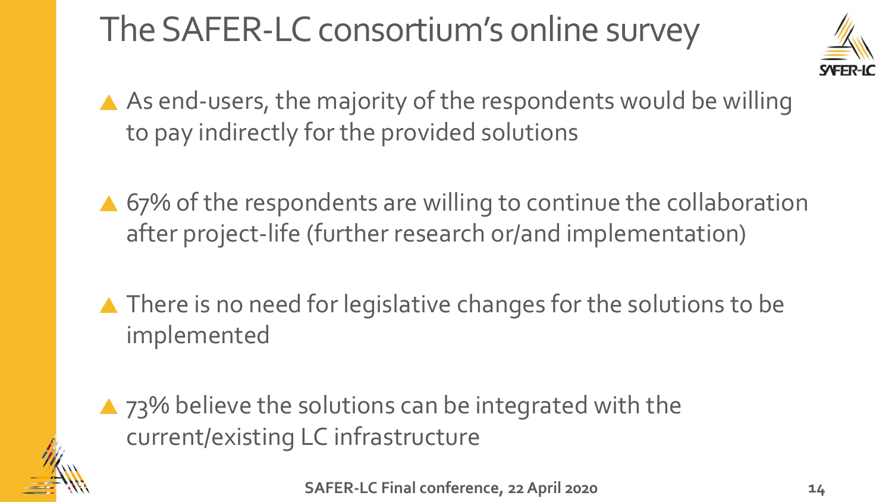# The SAFER-LC consortium's online survey

- As end-users, the majority of the respondents would be willing to pay indirectly for the provided solutions
- 67% of the respondents are willing to continue the collaboration after project-life (further research or/and implementation)
- There is no need for legislative changes for the solutions to be implemented
- 73% believe the solutions can be integrated with the current/existing LC infrastructure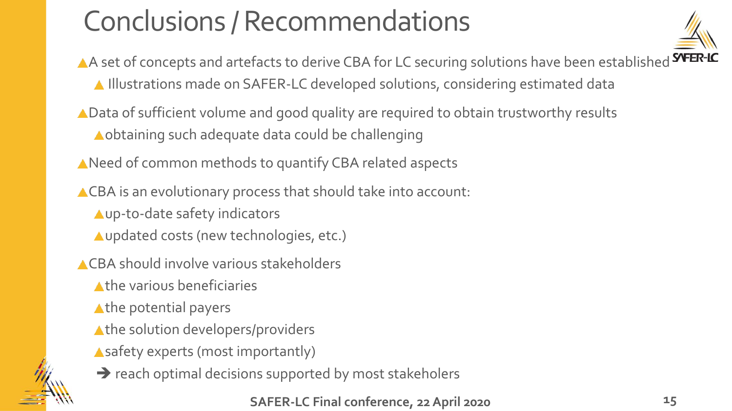# Conclusions / Recommendations

- A set of concepts and artefacts to derive CBA for LC securing solutions have been established
  - Illustrations made on SAFER-LC developed solutions, considering estimated data
- Data of sufficient volume and good quality are required to obtain trustworthy results
  - obtaining such adequate data could be challenging
- Need of common methods to quantify CBA related aspects
- CBA is an evolutionary process that should take into account:
  - up-to-date safety indicators
  - updated costs (new technologies, etc.)
- CBA should involve various stakeholders
  - the various beneficiaries
  - the potential payers
  - the solution developers/providers
  - safety experts (most importantly)
  - ➔ reach optimal decisions supported by most stakeholers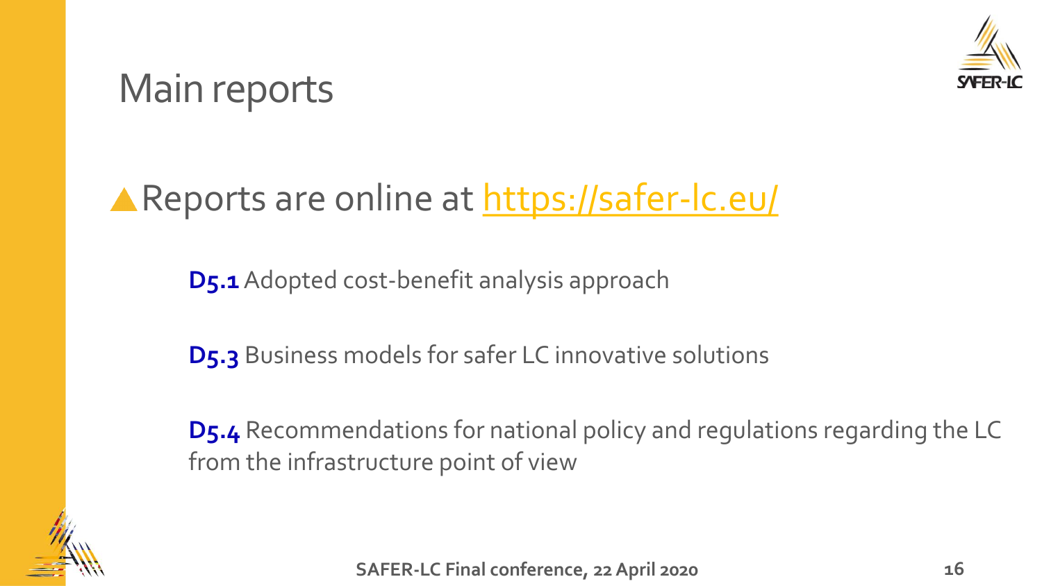# Main reports

- Reports are online at [https://safer-lc.eu/](https://safer-lc.eu/)

  **D5.1** Adopted cost-benefit analysis approach

  **D5.3** Business models for safer LC innovative solutions

  **D5.4** Recommendations for national policy and regulations regarding the LC from the infrastructure point of view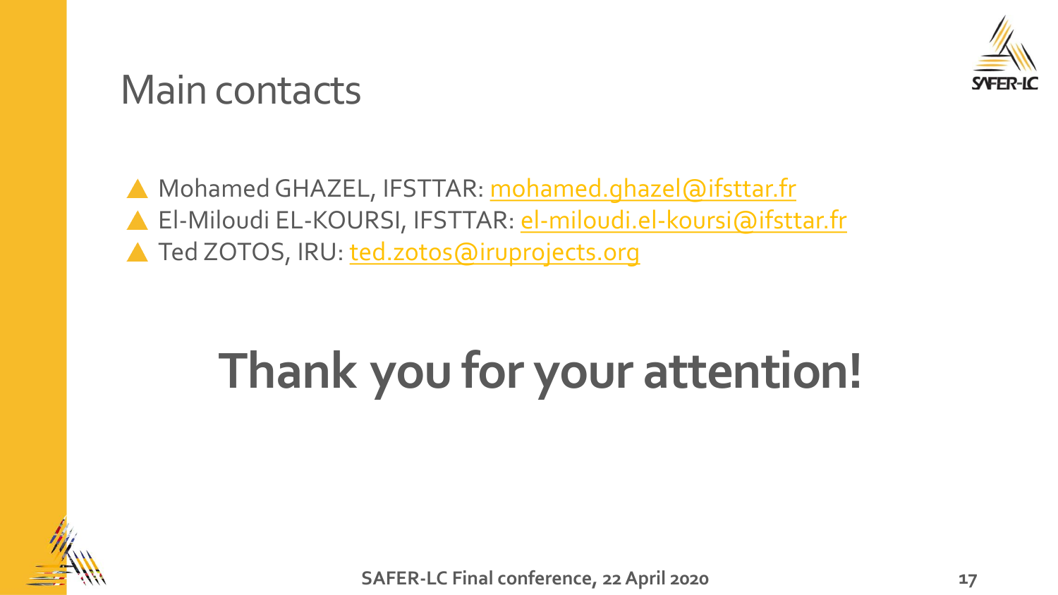# Main contacts

- Mohamed GHAZEL, IFSTTAR: mohamed.ghazel@ifsttar.fr
- El-Miloudi EL-KOURSI, IFSTTAR: el-miloudi.el-koursi@ifsttar.fr
- Ted ZOTOS, IRU: ted.zotos@iruprojects.org

# Thank you for your attention!